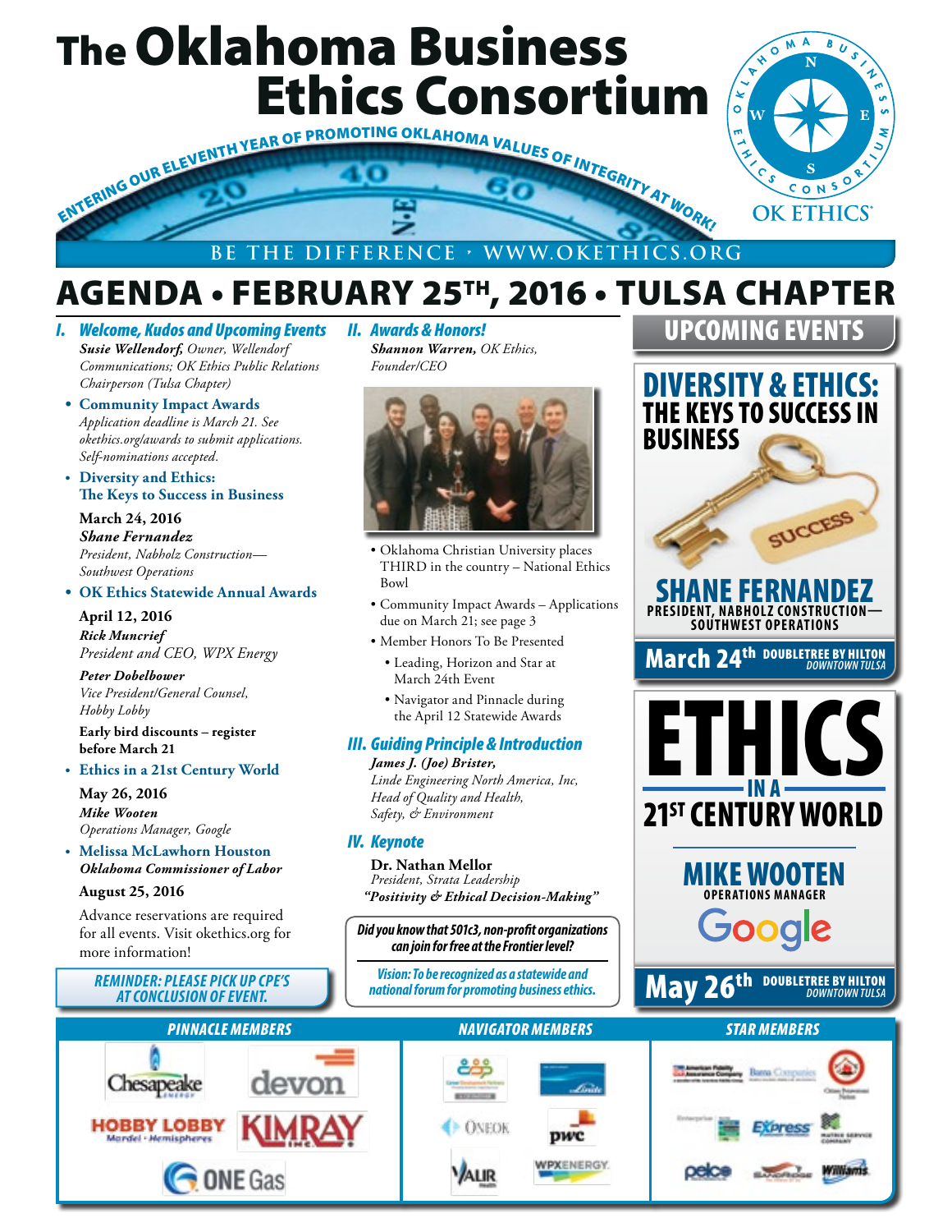# The Oklahoma Business Ethics Consortium

ENTERING OUR ELEVENTH YEAR OF PROMOTING OKLAHOMA VALUES OF INTEGRITY AT WORK!

OK ETHICS

BE THE DIFFERENCE • WWW.OKETHICS.ORG

## AGENDA • FEBRUARY 25TH, 2016 • TULSA CHAPTER

### I. Welcome, Kudos and Upcoming Events

***Susie Wellendorf,*** *Owner, Wellendorf Communications; OK Ethics Public Relations Chairperson (Tulsa Chapter)*

- **Community Impact Awards**
  *Application deadline is March 21. See okethics.org/awards to submit applications. Self-nominations accepted.*
- **Diversity and Ethics: The Keys to Success in Business**

  **March 24, 2016**
  ***Shane Fernandez***
  *President, Nabholz Construction—Southwest Operations*
- **OK Ethics Statewide Annual Awards**

  **April 12, 2016**
  ***Rick Muncrief***
  *President and CEO, WPX Energy*

  ***Peter Dobelbower***
  *Vice President/General Counsel, Hobby Lobby*

  **Early bird discounts – register before March 21**
- **Ethics in a 21st Century World**

  **May 26, 2016**
  ***Mike Wooten***
  *Operations Manager, Google*
- **Melissa McLawhorn Houston**
  ***Oklahoma Commissioner of Labor***

  **August 25, 2016**

  Advance reservations are required for all events. Visit okethics.org for more information!

**REMINDER: PLEASE PICK UP CPE'S AT CONCLUSION OF EVENT.**

### II. Awards & Honors!

***Shannon Warren,*** *OK Ethics, Founder/CEO*

- Oklahoma Christian University places THIRD in the country – National Ethics Bowl
- Community Impact Awards – Applications due on March 21; see page 3
- Member Honors To Be Presented
  - Leading, Horizon and Star at March 24th Event
  - Navigator and Pinnacle during the April 12 Statewide Awards

### III. Guiding Principle & Introduction

***James J. (Joe) Brister,***
*Linde Engineering North America, Inc, Head of Quality and Health, Safety, & Environment*

### IV. Keynote

**Dr. Nathan Mellor**
*President, Strata Leadership*
***"Positivity & Ethical Decision-Making"***

***Did you know that 501c3, non-profit organizations can join for free at the Frontier level?***

***Vision: To be recognized as a statewide and national forum for promoting business ethics.***

## UPCOMING EVENTS

**DIVERSITY & ETHICS: THE KEYS TO SUCCESS IN BUSINESS**

**SHANE FERNANDEZ**
PRESIDENT, NABHOLZ CONSTRUCTION—SOUTHWEST OPERATIONS

**March 24th** DOUBLETREE BY HILTON *DOWNTOWN TULSA*

**ETHICS IN A 21ST CENTURY WORLD**

**MIKE WOOTEN**
OPERATIONS MANAGER
Google

**May 26th** DOUBLETREE BY HILTON *DOWNTOWN TULSA*

| PINNACLE MEMBERS | NAVIGATOR MEMBERS | STAR MEMBERS |
| --- | --- | --- |
| Chesapeake Energy, devon, Hobby Lobby, Kimray, ONE Gas | Career Development Partners, Linde, ONEOK, pwc, Valir Health, WPX Energy | American Fidelity Assurance Company, Barna Companies, Crime Prevention Network, Enterprise, Express, Matrix Service Company, pelco, Sandridge, Williams |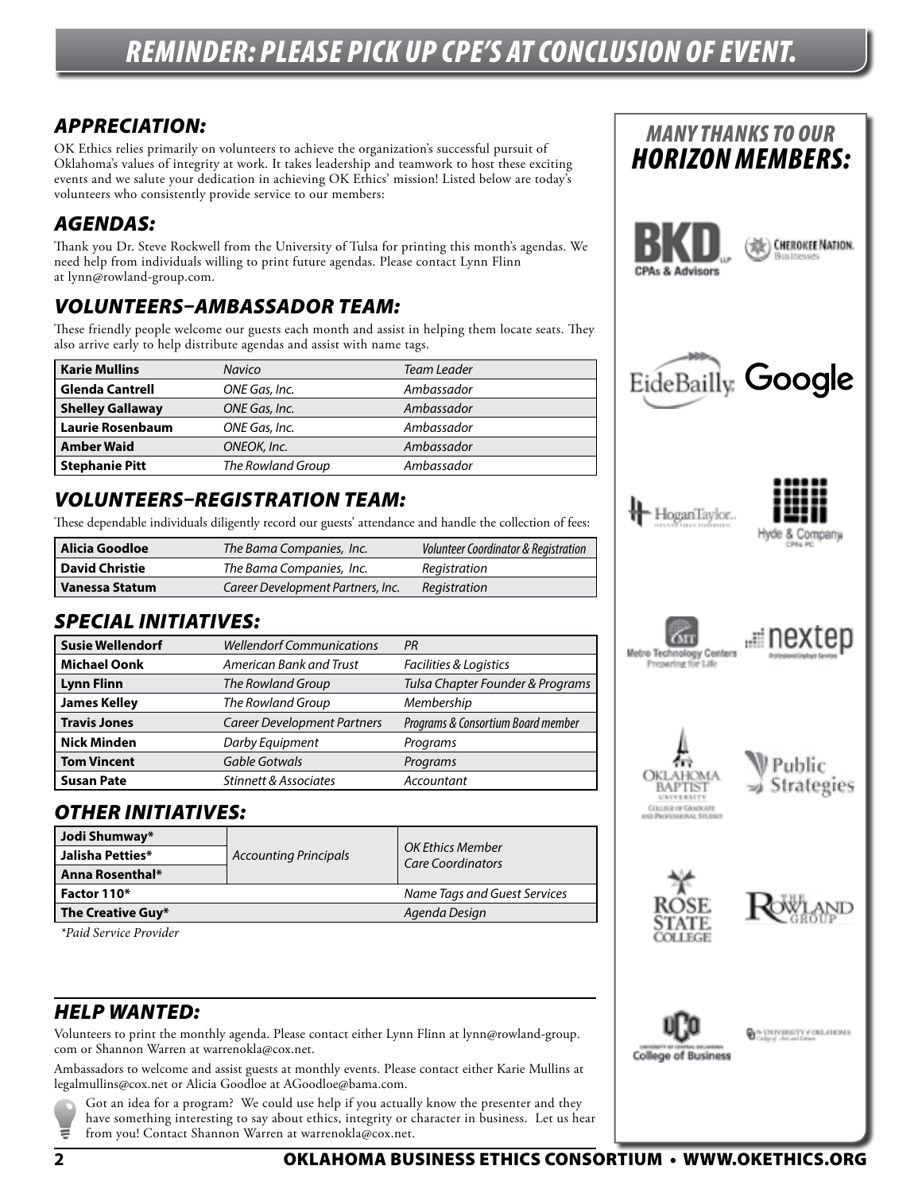# REMINDER: PLEASE PICK UP CPE'S AT CONCLUSION OF EVENT.

## APPRECIATION:

OK Ethics relies primarily on volunteers to achieve the organization's successful pursuit of Oklahoma's values of integrity at work. It takes leadership and teamwork to host these exciting events and we salute your dedication in achieving OK Ethics' mission! Listed below are today's volunteers who consistently provide service to our members:

## AGENDAS:

Thank you Dr. Steve Rockwell from the University of Tulsa for printing this month's agendas. We need help from individuals willing to print future agendas. Please contact Lynn Flinn at lynn@rowland-group.com.

## VOLUNTEERS–AMBASSADOR TEAM:

These friendly people welcome our guests each month and assist in helping them locate seats. They also arrive early to help distribute agendas and assist with name tags.

| | | |
|---|---|---|
| **Karie Mullins** | *Navico* | *Team Leader* |
| **Glenda Cantrell** | *ONE Gas, Inc.* | *Ambassador* |
| **Shelley Gallaway** | *ONE Gas, Inc.* | *Ambassador* |
| **Laurie Rosenbaum** | *ONE Gas, Inc.* | *Ambassador* |
| **Amber Waid** | *ONEOK, Inc.* | *Ambassador* |
| **Stephanie Pitt** | *The Rowland Group* | *Ambassador* |

## VOLUNTEERS–REGISTRATION TEAM:

These dependable individuals diligently record our guests' attendance and handle the collection of fees:

| | | |
|---|---|---|
| **Alicia Goodloe** | *The Bama Companies, Inc.* | *Volunteer Coordinator & Registration* |
| **David Christie** | *The Bama Companies, Inc.* | *Registration* |
| **Vanessa Statum** | *Career Development Partners, Inc.* | *Registration* |

## SPECIAL INITIATIVES:

| | | |
|---|---|---|
| **Susie Wellendorf** | *Wellendorf Communications* | *PR* |
| **Michael Oonk** | *American Bank and Trust* | *Facilities & Logistics* |
| **Lynn Flinn** | *The Rowland Group* | *Tulsa Chapter Founder & Programs* |
| **James Kelley** | *The Rowland Group* | *Membership* |
| **Travis Jones** | *Career Development Partners* | *Programs & Consortium Board member* |
| **Nick Minden** | *Darby Equipment* | *Programs* |
| **Tom Vincent** | *Gable Gotwals* | *Programs* |
| **Susan Pate** | *Stinnett & Associates* | *Accountant* |

## OTHER INITIATIVES:

| | | |
|---|---|---|
| **Jodi Shumway*** | *Accounting Principals* | *OK Ethics Member Care Coordinators* |
| **Jalisha Petties*** | | |
| **Anna Rosenthal*** | | |
| **Factor 110*** | | *Name Tags and Guest Services* |
| **The Creative Guy*** | | *Agenda Design* |

*\*Paid Service Provider*

## HELP WANTED:

Volunteers to print the monthly agenda. Please contact either Lynn Flinn at lynn@rowland-group.com or Shannon Warren at warrenokla@cox.net.

Ambassadors to welcome and assist guests at monthly events. Please contact either Karie Mullins at legalmullins@cox.net or Alicia Goodloe at AGoodloe@bama.com.

Got an idea for a program? We could use help if you actually know the presenter and they have something interesting to say about ethics, integrity or character in business. Let us hear from you! Contact Shannon Warren at warrenokla@cox.net.

## MANY THANKS TO OUR HORIZON MEMBERS:

BKD CPAs & Advisors; Cherokee Nation Businesses; EideBailly; Google; HoganTaylor; Hyde & Company CPAs PC; Metro Technology Centers – Preparing for Life; nextep; Oklahoma Baptist University College of Graduate and Professional Studies; Public Strategies; Rose State College; The Rowland Group; UCO College of Business; The University of Oklahoma College of Arts and Sciences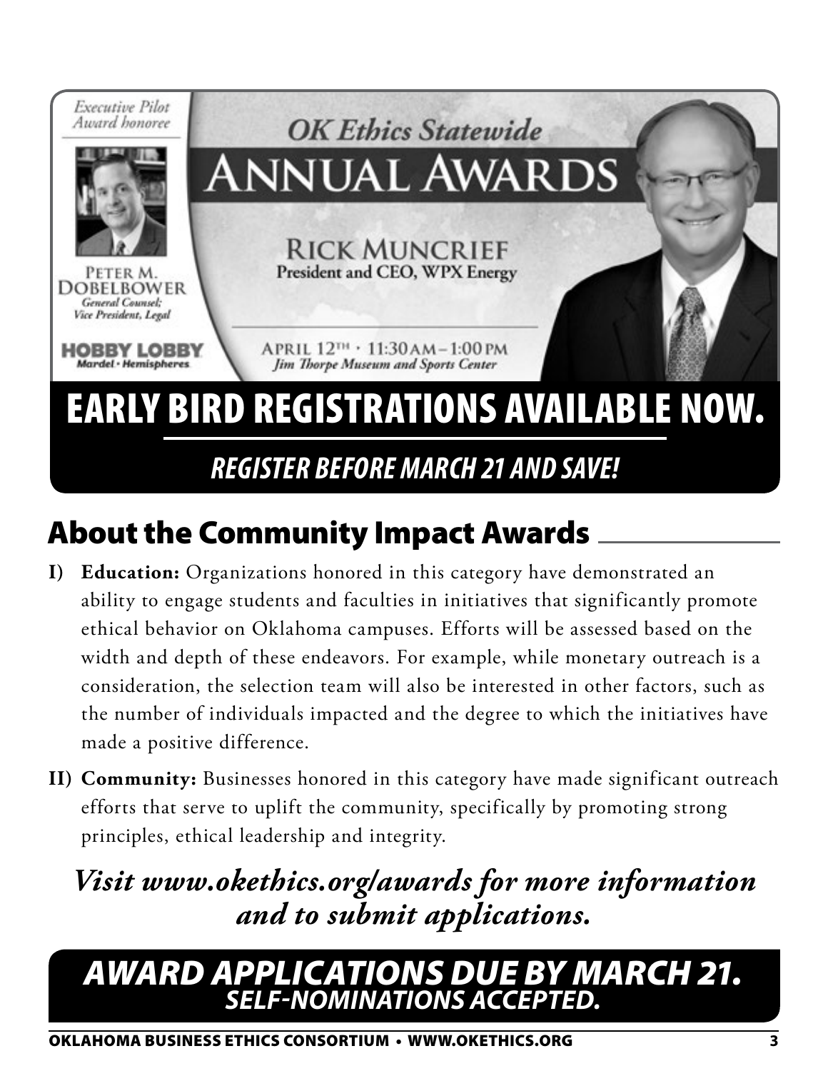Executive Pilot Award honoree

PETER M. DOBELBOWER
*General Counsel; Vice President, Legal*

HOBBY LOBBY
Mardel · Hemispheres

*OK Ethics Statewide*

# ANNUAL AWARDS

RICK MUNCRIEF
President and CEO, WPX Energy

APRIL 12TH · 11:30 AM – 1:00 PM
*Jim Thorpe Museum and Sports Center*

# EARLY BIRD REGISTRATIONS AVAILABLE NOW.

***REGISTER BEFORE MARCH 21 AND SAVE!***

## About the Community Impact Awards

**I) Education:** Organizations honored in this category have demonstrated an ability to engage students and faculties in initiatives that significantly promote ethical behavior on Oklahoma campuses. Efforts will be assessed based on the width and depth of these endeavors. For example, while monetary outreach is a consideration, the selection team will also be interested in other factors, such as the number of individuals impacted and the degree to which the initiatives have made a positive difference.

**II) Community:** Businesses honored in this category have made significant outreach efforts that serve to uplift the community, specifically by promoting strong principles, ethical leadership and integrity.

***Visit www.okethics.org/awards for more information and to submit applications.***

***AWARD APPLICATIONS DUE BY MARCH 21.***
***SELF-NOMINATIONS ACCEPTED.***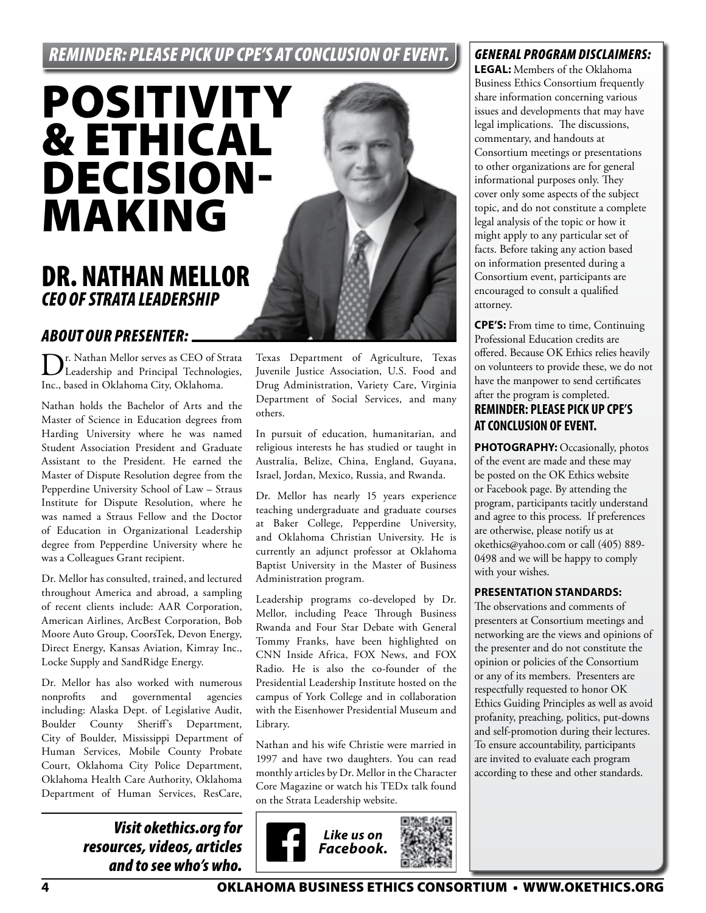*REMINDER: PLEASE PICK UP CPE'S AT CONCLUSION OF EVENT.*

# POSITIVITY & ETHICAL DECISION-MAKING

## DR. NATHAN MELLOR

*CEO OF STRATA LEADERSHIP*

### *ABOUT OUR PRESENTER:*

Dr. Nathan Mellor serves as CEO of Strata Leadership and Principal Technologies, Inc., based in Oklahoma City, Oklahoma.

Nathan holds the Bachelor of Arts and the Master of Science in Education degrees from Harding University where he was named Student Association President and Graduate Assistant to the President. He earned the Master of Dispute Resolution degree from the Pepperdine University School of Law – Straus Institute for Dispute Resolution, where he was named a Straus Fellow and the Doctor of Education in Organizational Leadership degree from Pepperdine University where he was a Colleagues Grant recipient.

Dr. Mellor has consulted, trained, and lectured throughout America and abroad, a sampling of recent clients include: AAR Corporation, American Airlines, ArcBest Corporation, Bob Moore Auto Group, CoorsTek, Devon Energy, Direct Energy, Kansas Aviation, Kimray Inc., Locke Supply and SandRidge Energy.

Dr. Mellor has also worked with numerous nonprofits and governmental agencies including: Alaska Dept. of Legislative Audit, Boulder County Sheriff's Department, City of Boulder, Mississippi Department of Human Services, Mobile County Probate Court, Oklahoma City Police Department, Oklahoma Health Care Authority, Oklahoma Department of Human Services, ResCare, Texas Department of Agriculture, Texas Juvenile Justice Association, U.S. Food and Drug Administration, Variety Care, Virginia Department of Social Services, and many others.

In pursuit of education, humanitarian, and religious interests he has studied or taught in Australia, Belize, China, England, Guyana, Israel, Jordan, Mexico, Russia, and Rwanda.

Dr. Mellor has nearly 15 years experience teaching undergraduate and graduate courses at Baker College, Pepperdine University, and Oklahoma Christian University. He is currently an adjunct professor at Oklahoma Baptist University in the Master of Business Administration program.

Leadership programs co-developed by Dr. Mellor, including Peace Through Business Rwanda and Four Star Debate with General Tommy Franks, have been highlighted on CNN Inside Africa, FOX News, and FOX Radio. He is also the co-founder of the Presidential Leadership Institute hosted on the campus of York College and in collaboration with the Eisenhower Presidential Museum and Library.

Nathan and his wife Christie were married in 1997 and have two daughters. You can read monthly articles by Dr. Mellor in the Character Core Magazine or watch his TEDx talk found on the Strata Leadership website.

***Visit okethics.org for resources, videos, articles and to see who's who.***

***Like us on Facebook.***

### *GENERAL PROGRAM DISCLAIMERS:*

**LEGAL:** Members of the Oklahoma Business Ethics Consortium frequently share information concerning various issues and developments that may have legal implications. The discussions, commentary, and handouts at Consortium meetings or presentations to other organizations are for general informational purposes only. They cover only some aspects of the subject topic, and do not constitute a complete legal analysis of the topic or how it might apply to any particular set of facts. Before taking any action based on information presented during a Consortium event, participants are encouraged to consult a qualified attorney.

**CPE'S:** From time to time, Continuing Professional Education credits are offered. Because OK Ethics relies heavily on volunteers to provide these, we do not have the manpower to send certificates after the program is completed.

**REMINDER: PLEASE PICK UP CPE'S AT CONCLUSION OF EVENT.**

**PHOTOGRAPHY:** Occasionally, photos of the event are made and these may be posted on the OK Ethics website or Facebook page. By attending the program, participants tacitly understand and agree to this process. If preferences are otherwise, please notify us at okethics@yahoo.com or call (405) 889-0498 and we will be happy to comply with your wishes.

**PRESENTATION STANDARDS:**
The observations and comments of presenters at Consortium meetings and networking are the views and opinions of the presenter and do not constitute the opinion or policies of the Consortium or any of its members. Presenters are respectfully requested to honor OK Ethics Guiding Principles as well as avoid profanity, preaching, politics, put-downs and self-promotion during their lectures. To ensure accountability, participants are invited to evaluate each program according to these and other standards.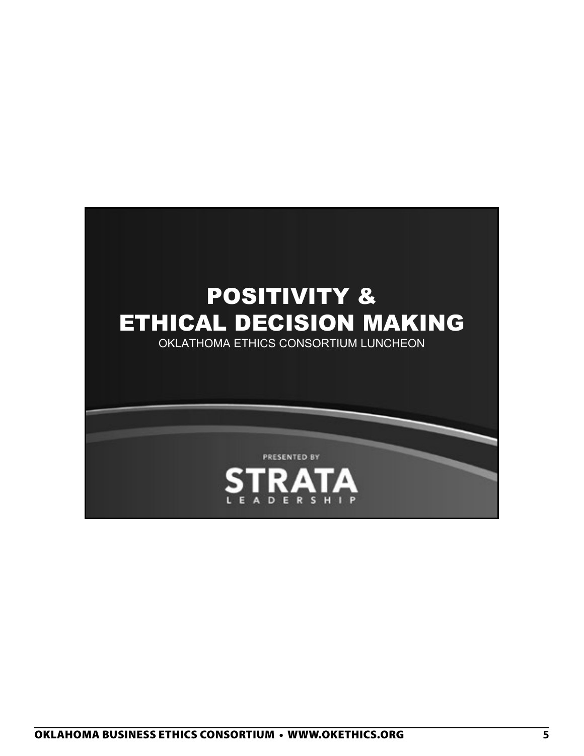# POSITIVITY & ETHICAL DECISION MAKING

OKLATHOMA ETHICS CONSORTIUM LUNCHEON

PRESENTED BY

STRATA

LEADERSHIP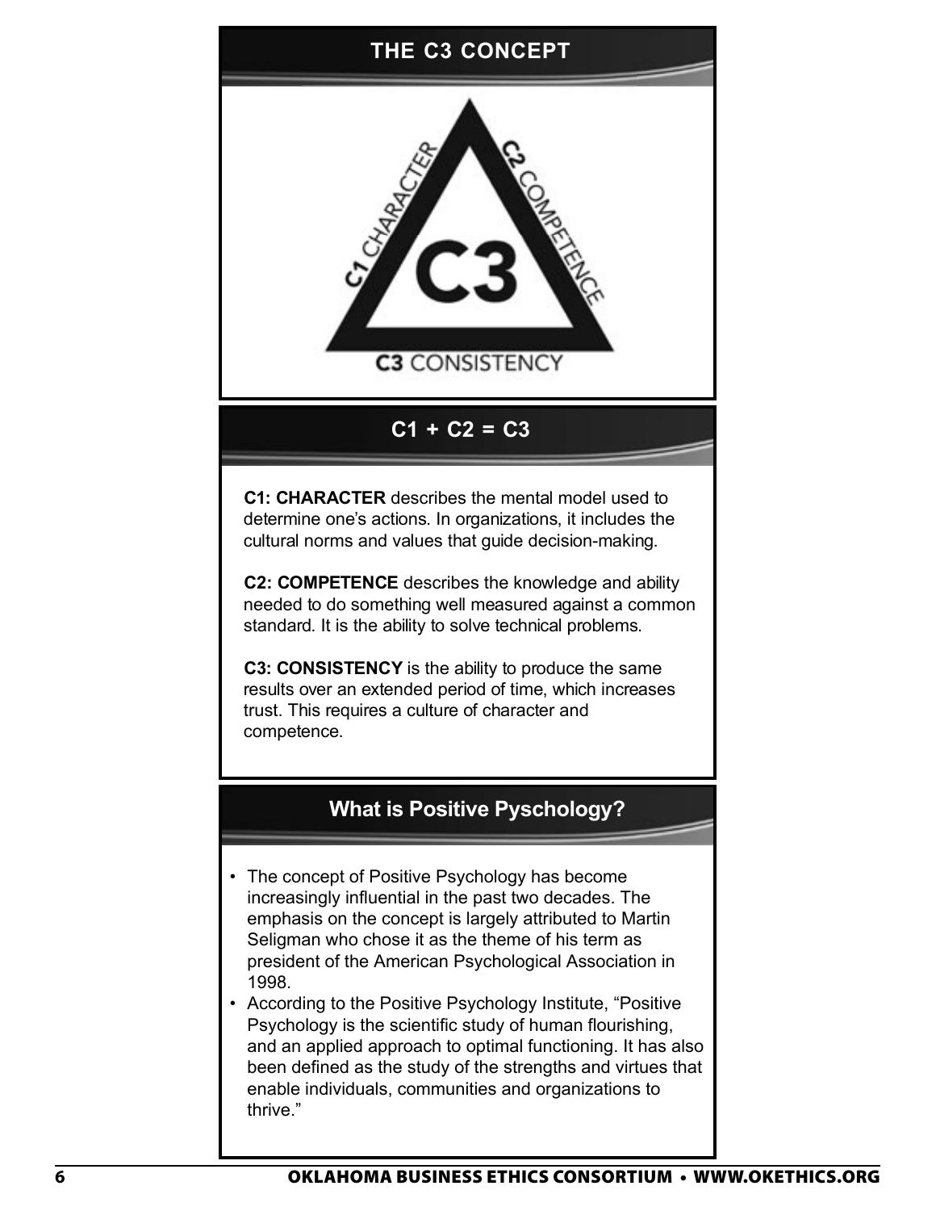## THE C3 CONCEPT

C1 CHARACTER

C2 COMPETENCE

C3

C3 CONSISTENCY

## C1 + C2 = C3

**C1: CHARACTER** describes the mental model used to determine one's actions. In organizations, it includes the cultural norms and values that guide decision-making.

**C2: COMPETENCE** describes the knowledge and ability needed to do something well measured against a common standard. It is the ability to solve technical problems.

**C3: CONSISTENCY** is the ability to produce the same results over an extended period of time, which increases trust. This requires a culture of character and competence.

## What is Positive Pyschology?

- The concept of Positive Psychology has become increasingly influential in the past two decades. The emphasis on the concept is largely attributed to Martin Seligman who chose it as the theme of his term as president of the American Psychological Association in 1998.
- According to the Positive Psychology Institute, "Positive Psychology is the scientific study of human flourishing, and an applied approach to optimal functioning. It has also been defined as the study of the strengths and virtues that enable individuals, communities and organizations to thrive."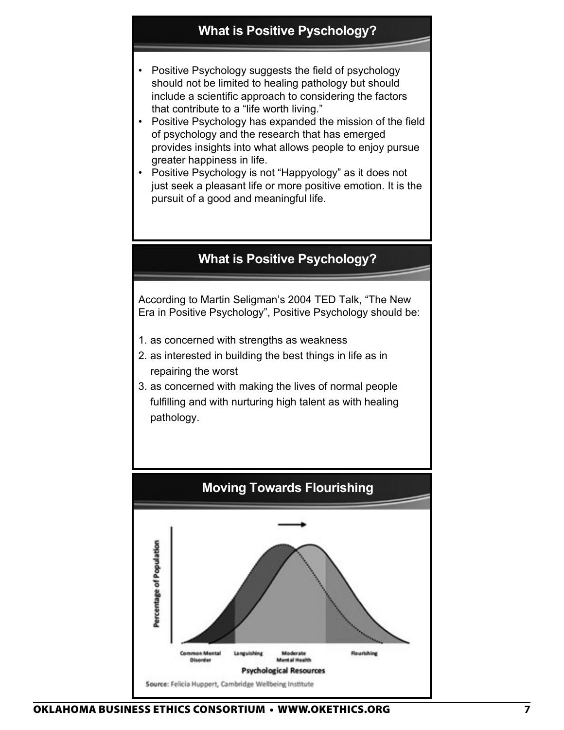## What is Positive Pyschology?

- Positive Psychology suggests the field of psychology should not be limited to healing pathology but should include a scientific approach to considering the factors that contribute to a "life worth living."
- Positive Psychology has expanded the mission of the field of psychology and the research that has emerged provides insights into what allows people to enjoy pursue greater happiness in life.
- Positive Psychology is not "Happyology" as it does not just seek a pleasant life or more positive emotion. It is the pursuit of a good and meaningful life.

## What is Positive Psychology?

According to Martin Seligman's 2004 TED Talk, "The New Era in Positive Psychology", Positive Psychology should be:

1. as concerned with strengths as weakness
2. as interested in building the best things in life as in repairing the worst
3. as concerned with making the lives of normal people fulfilling and with nurturing high talent as with healing pathology.

## Moving Towards Flourishing

Percentage of Population

Common Mental Disorder — Languishing — Moderate Mental Health — Flourishing

Psychological Resources

Source: Felicia Huppert, Cambridge Wellbeing Institute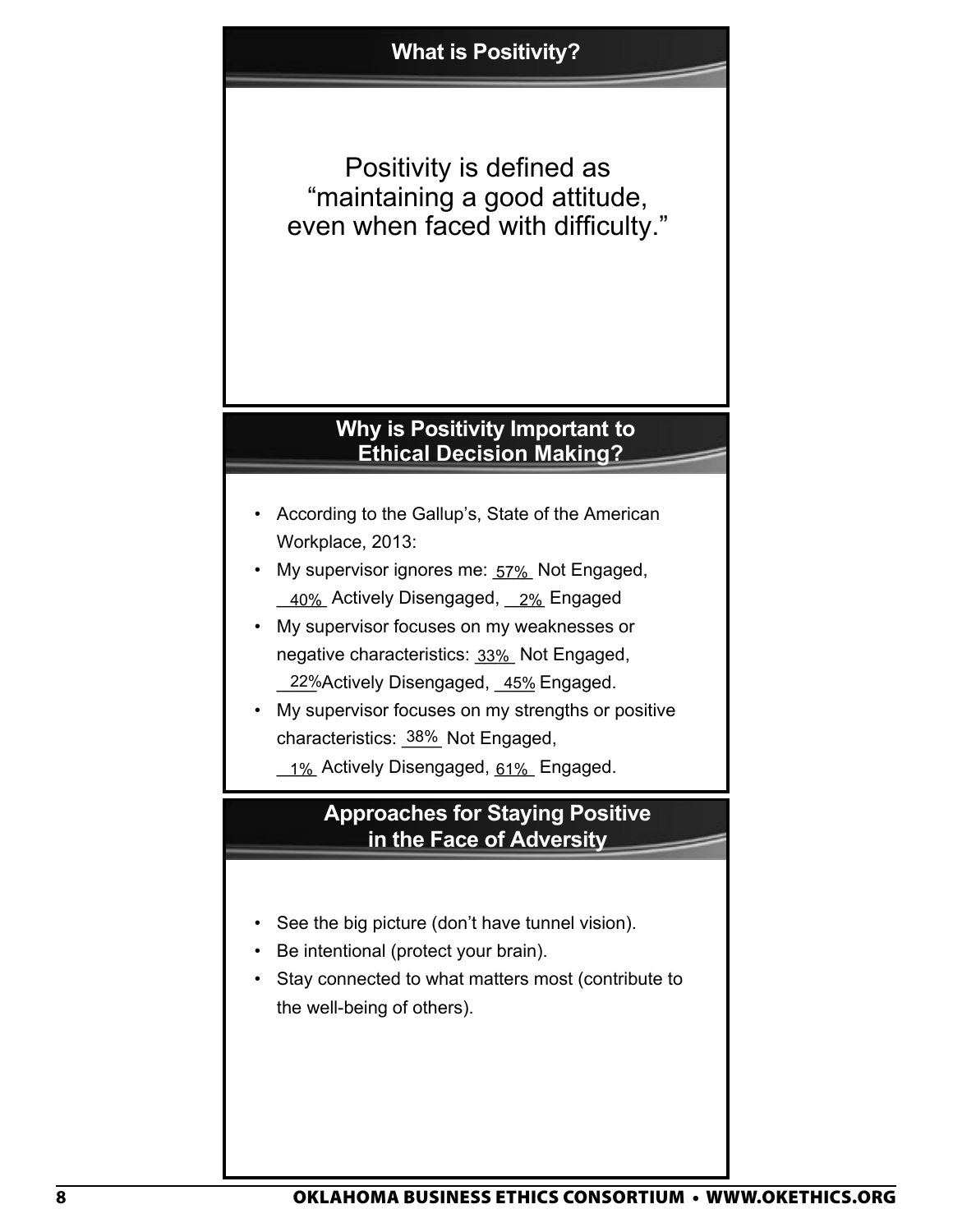## What is Positivity?

Positivity is defined as "maintaining a good attitude, even when faced with difficulty."

## Why is Positivity Important to Ethical Decision Making?

- According to the Gallup's, State of the American Workplace, 2013:
- My supervisor ignores me: 57% Not Engaged, 40% Actively Disengaged, 2% Engaged
- My supervisor focuses on my weaknesses or negative characteristics: 33% Not Engaged, 22% Actively Disengaged, 45% Engaged.
- My supervisor focuses on my strengths or positive characteristics: 38% Not Engaged, 1% Actively Disengaged, 61% Engaged.

## Approaches for Staying Positive in the Face of Adversity

- See the big picture (don't have tunnel vision).
- Be intentional (protect your brain).
- Stay connected to what matters most (contribute to the well-being of others).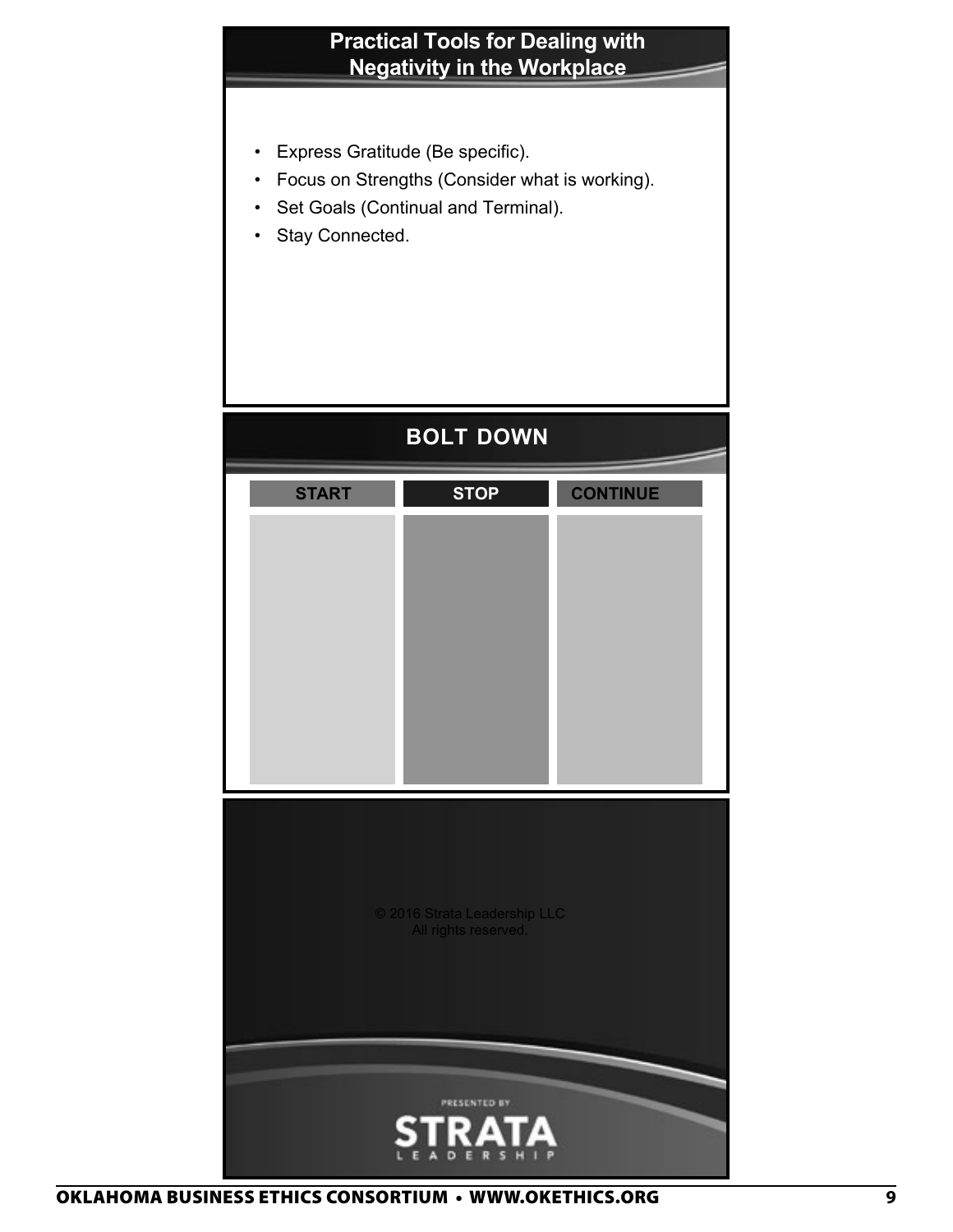## Practical Tools for Dealing with Negativity in the Workplace

- Express Gratitude (Be specific).
- Focus on Strengths (Consider what is working).
- Set Goals (Continual and Terminal).
- Stay Connected.

## BOLT DOWN

| START | STOP | CONTINUE |
|---|---|---|
| | | |

© 2016 Strata Leadership LLC
All rights reserved.

PRESENTED BY

STRATA LEADERSHIP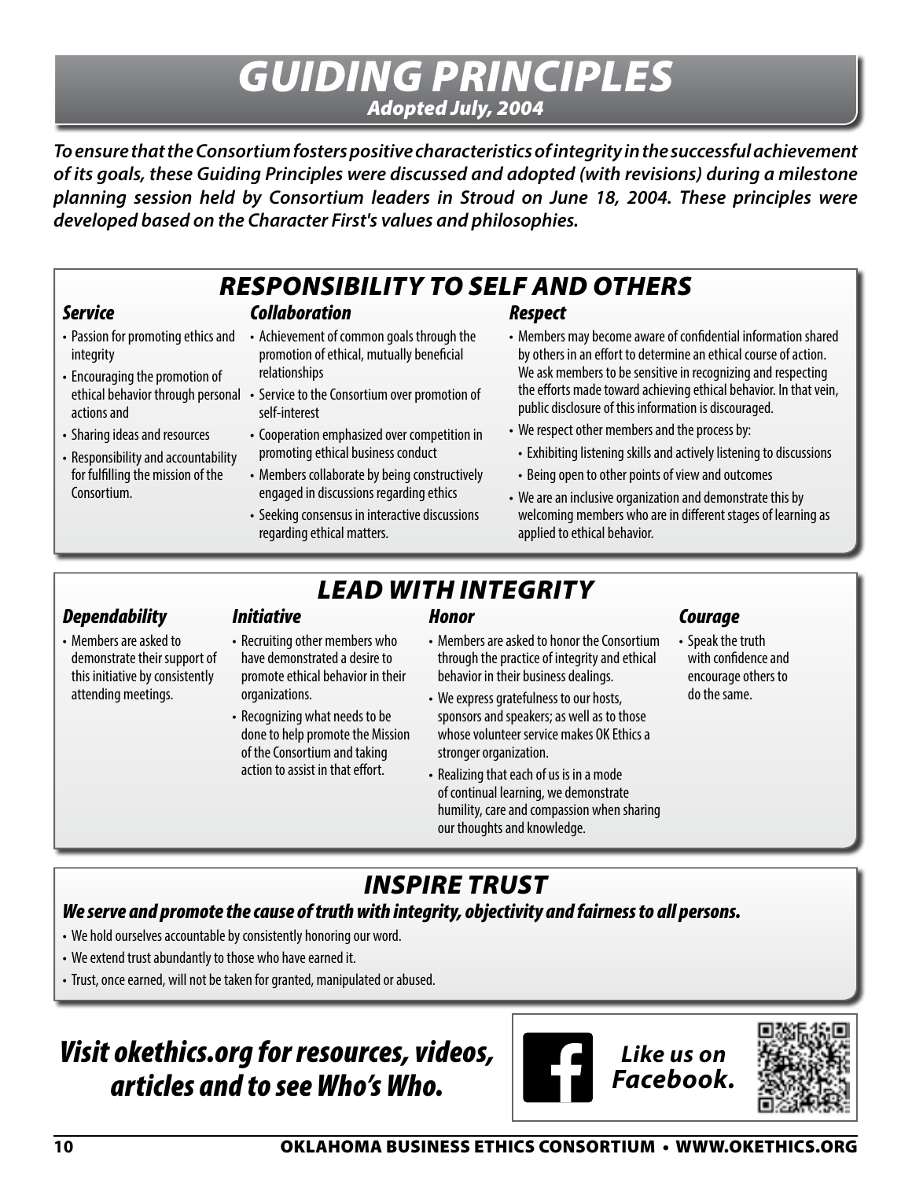# GUIDING PRINCIPLES

***Adopted July, 2004***

***To ensure that the Consortium fosters positive characteristics of integrity in the successful achievement of its goals, these Guiding Principles were discussed and adopted (with revisions) during a milestone planning session held by Consortium leaders in Stroud on June 18, 2004. These principles were developed based on the Character First's values and philosophies.***

## RESPONSIBILITY TO SELF AND OTHERS

### Service

- Passion for promoting ethics and integrity
- Encouraging the promotion of ethical behavior through personal actions and
- Sharing ideas and resources
- Responsibility and accountability for fulfilling the mission of the Consortium.

### Collaboration

- Achievement of common goals through the promotion of ethical, mutually beneficial relationships
- Service to the Consortium over promotion of self-interest
- Cooperation emphasized over competition in promoting ethical business conduct
- Members collaborate by being constructively engaged in discussions regarding ethics
- Seeking consensus in interactive discussions regarding ethical matters.

### Respect

- Members may become aware of confidential information shared by others in an effort to determine an ethical course of action. We ask members to be sensitive in recognizing and respecting the efforts made toward achieving ethical behavior. In that vein, public disclosure of this information is discouraged.
- We respect other members and the process by:
  - Exhibiting listening skills and actively listening to discussions
  - Being open to other points of view and outcomes
- We are an inclusive organization and demonstrate this by welcoming members who are in different stages of learning as applied to ethical behavior.

## LEAD WITH INTEGRITY

### Dependability

- Members are asked to demonstrate their support of this initiative by consistently attending meetings.

### Initiative

- Recruiting other members who have demonstrated a desire to promote ethical behavior in their organizations.
- Recognizing what needs to be done to help promote the Mission of the Consortium and taking action to assist in that effort.

### Honor

- Members are asked to honor the Consortium through the practice of integrity and ethical behavior in their business dealings.
- We express gratefulness to our hosts, sponsors and speakers; as well as to those whose volunteer service makes OK Ethics a stronger organization.
- Realizing that each of us is in a mode of continual learning, we demonstrate humility, care and compassion when sharing our thoughts and knowledge.

### Courage

- Speak the truth with confidence and encourage others to do the same.

## INSPIRE TRUST

***We serve and promote the cause of truth with integrity, objectivity and fairness to all persons.***

- We hold ourselves accountable by consistently honoring our word.
- We extend trust abundantly to those who have earned it.
- Trust, once earned, will not be taken for granted, manipulated or abused.

***Visit okethics.org for resources, videos, articles and to see Who's Who.***

***Like us on Facebook.***